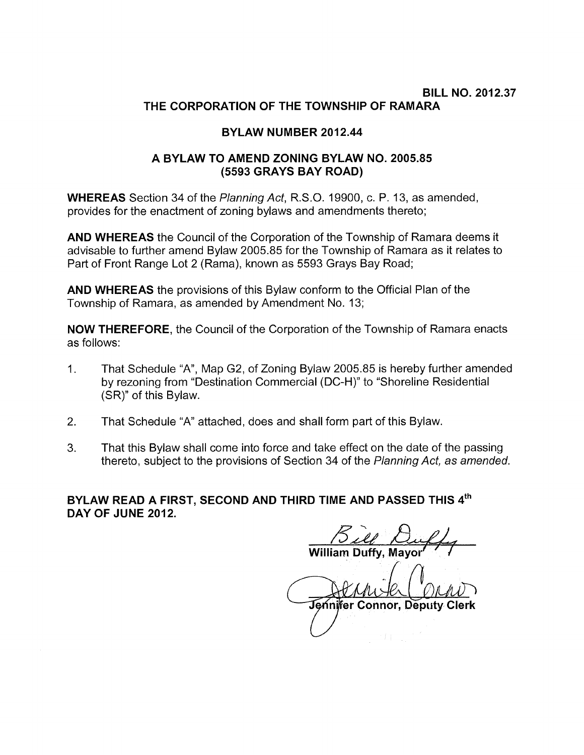**BILL NO. 2012.37**

# THE CORPORATION OF THE TOWNSHIP OF RAMARA

## BYLAW NUMBER 2012.44

## A BYLAW TO AMEND ZONING BYLAW NO. 2005.85 (5593 GRAYS BAY ROAD)

**WHEREAS** Section 34 of the *Planning Act*, R.S.O. 19900, c. P. 13, as amended, provides for the enactment of zoning bylaws and amendments thereto;

**AND WHEREAS** the Council of the Corporation of the Township of Ramara deems it advisable to further amend Bylaw 2005.85 for the Township of Ramara as it relates to Part of Front Range Lot 2 (Rama), known as 5593 Grays Bay Road;

**AND WHEREAS** the provisions of this Bylaw conform to the Official Plan of the Township of Ramara, as amended by Amendment No. 13;

**NOW THEREFORE**, the Council of the Corporation of the Township of Ramara enacts as follows:

1. That Schedule "A", Map G2, of Zoning Bylaw 2005.85 is hereby further amended by rezoning from "Destination Commercial (DC-H)" to "Shoreline Residential (SR)" of this Bylaw.
2. That Schedule "A" attached, does and shall form part of this Bylaw.
3. That this Bylaw shall come into force and take effect on the date of the passing thereto, subject to the provisions of Section 34 of the *Planning Act, as amended.*

**BYLAW READ A FIRST, SECOND AND THIRD TIME AND PASSED THIS 4th DAY OF JUNE 2012.**

Bill Duffy

**William Duffy, Mayor**

Jennifer Connor

**Jennifer Connor, Deputy Clerk**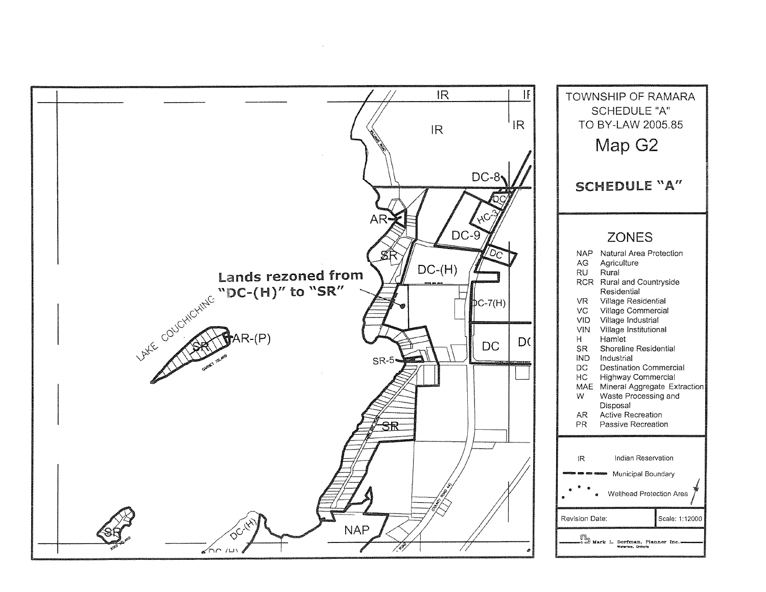TOWNSHIP OF RAMARA
SCHEDULE "A"
TO BY-LAW 2005.85

# Map G2

**SCHEDULE "A"**

**Lands rezoned from "DC-(H)" to "SR"**

IR

IR

IR

DC-8

DC

HC-3

AR

DC-9

SR

DC

DC-(H)

DC-7(H)

LAKE COUCHICHING

SR

AR-(P)

DC

SR-5

SR

SR

DC-(H)

NAP

## ZONES

| | |
|---|---|
| NAP | Natural Area Protection |
| AG | Agriculture |
| RU | Rural |
| RCR | Rural and Countryside Residential |
| VR | Village Residential |
| VC | Village Commercial |
| VID | Village Industrial |
| VIN | Village Institutional |
| H | Hamlet |
| SR | Shoreline Residential |
| IND | Industrial |
| DC | Destination Commercial |
| HC | Highway Commercial |
| MAE | Mineral Aggregate Extraction |
| W | Waste Processing and Disposal |
| AR | Active Recreation |
| PR | Passive Recreation |

IR Indian Reservation

Municipal Boundary

Wellhead Protection Area

Revision Date:

Scale: 1:12000

Mark L. Dorfman, Planner Inc.
Waterloo, Ontario